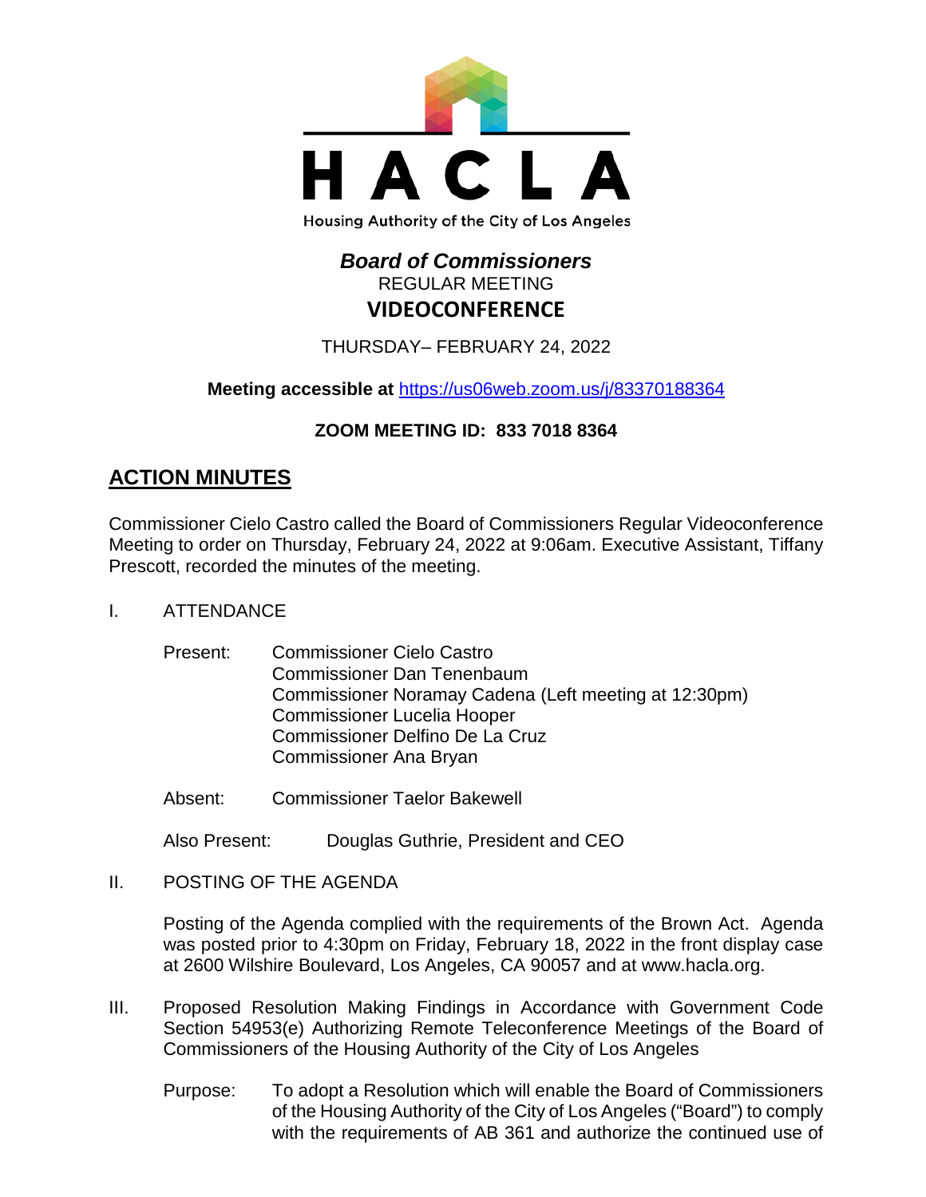HACLA

Housing Authority of the City of Los Angeles

# *Board of Commissioners*

REGULAR MEETING

**VIDEOCONFERENCE**

THURSDAY– FEBRUARY 24, 2022

**Meeting accessible at** https://us06web.zoom.us/j/83370188364

**ZOOM MEETING ID: 833 7018 8364**

## ACTION MINUTES

Commissioner Cielo Castro called the Board of Commissioners Regular Videoconference Meeting to order on Thursday, February 24, 2022 at 9:06am. Executive Assistant, Tiffany Prescott, recorded the minutes of the meeting.

I. ATTENDANCE

Present: Commissioner Cielo Castro
Commissioner Dan Tenenbaum
Commissioner Noramay Cadena (Left meeting at 12:30pm)
Commissioner Lucelia Hooper
Commissioner Delfino De La Cruz
Commissioner Ana Bryan

Absent: Commissioner Taelor Bakewell

Also Present: Douglas Guthrie, President and CEO

II. POSTING OF THE AGENDA

Posting of the Agenda complied with the requirements of the Brown Act. Agenda was posted prior to 4:30pm on Friday, February 18, 2022 in the front display case at 2600 Wilshire Boulevard, Los Angeles, CA 90057 and at www.hacla.org.

III. Proposed Resolution Making Findings in Accordance with Government Code Section 54953(e) Authorizing Remote Teleconference Meetings of the Board of Commissioners of the Housing Authority of the City of Los Angeles

Purpose: To adopt a Resolution which will enable the Board of Commissioners of the Housing Authority of the City of Los Angeles ("Board") to comply with the requirements of AB 361 and authorize the continued use of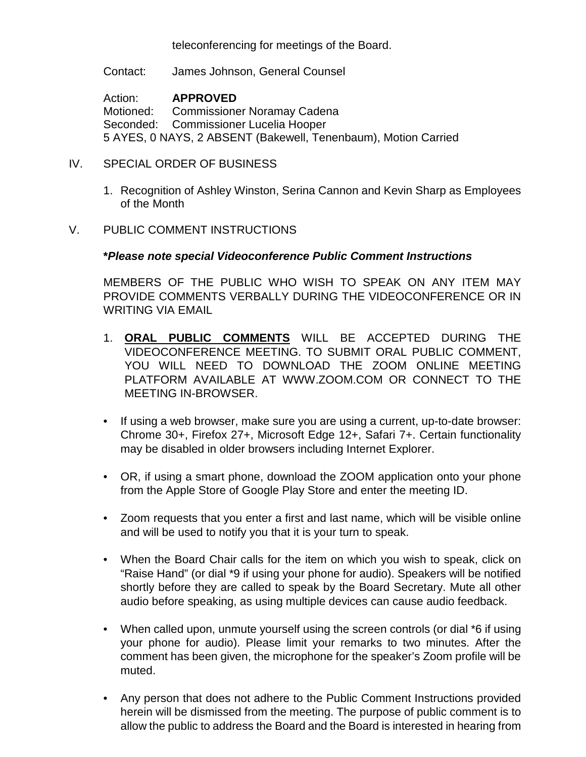teleconferencing for meetings of the Board.

Contact: James Johnson, General Counsel

Action: **APPROVED**
Motioned: Commissioner Noramay Cadena
Seconded: Commissioner Lucelia Hooper
5 AYES, 0 NAYS, 2 ABSENT (Bakewell, Tenenbaum), Motion Carried

IV. SPECIAL ORDER OF BUSINESS

1. Recognition of Ashley Winston, Serina Cannon and Kevin Sharp as Employees of the Month

V. PUBLIC COMMENT INSTRUCTIONS

***Please note special Videoconference Public Comment Instructions***

MEMBERS OF THE PUBLIC WHO WISH TO SPEAK ON ANY ITEM MAY PROVIDE COMMENTS VERBALLY DURING THE VIDEOCONFERENCE OR IN WRITING VIA EMAIL

1. **ORAL PUBLIC COMMENTS** WILL BE ACCEPTED DURING THE VIDEOCONFERENCE MEETING. TO SUBMIT ORAL PUBLIC COMMENT, YOU WILL NEED TO DOWNLOAD THE ZOOM ONLINE MEETING PLATFORM AVAILABLE AT WWW.ZOOM.COM OR CONNECT TO THE MEETING IN-BROWSER.

- If using a web browser, make sure you are using a current, up-to-date browser: Chrome 30+, Firefox 27+, Microsoft Edge 12+, Safari 7+. Certain functionality may be disabled in older browsers including Internet Explorer.
- OR, if using a smart phone, download the ZOOM application onto your phone from the Apple Store of Google Play Store and enter the meeting ID.
- Zoom requests that you enter a first and last name, which will be visible online and will be used to notify you that it is your turn to speak.
- When the Board Chair calls for the item on which you wish to speak, click on "Raise Hand" (or dial *9 if using your phone for audio). Speakers will be notified shortly before they are called to speak by the Board Secretary. Mute all other audio before speaking, as using multiple devices can cause audio feedback.
- When called upon, unmute yourself using the screen controls (or dial *6 if using your phone for audio). Please limit your remarks to two minutes. After the comment has been given, the microphone for the speaker's Zoom profile will be muted.
- Any person that does not adhere to the Public Comment Instructions provided herein will be dismissed from the meeting. The purpose of public comment is to allow the public to address the Board and the Board is interested in hearing from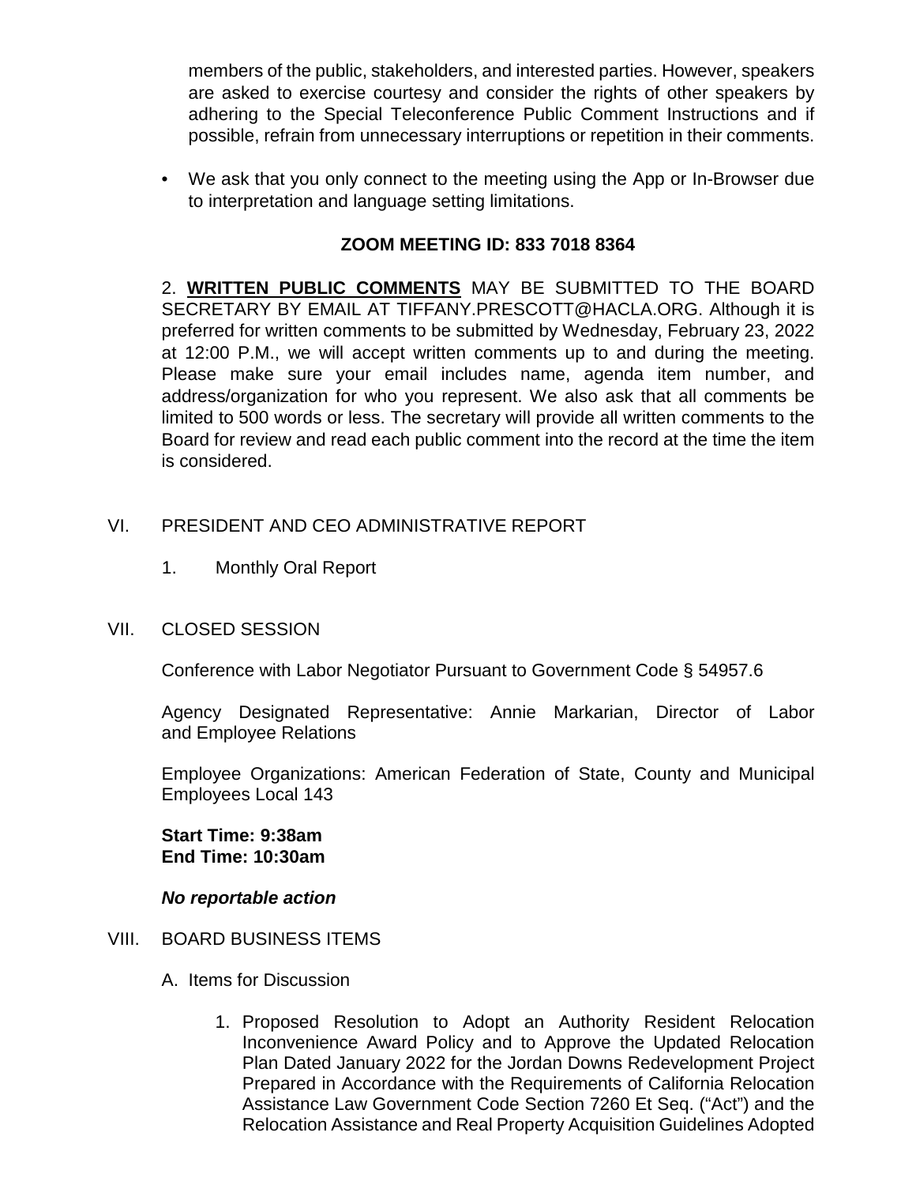members of the public, stakeholders, and interested parties. However, speakers are asked to exercise courtesy and consider the rights of other speakers by adhering to the Special Teleconference Public Comment Instructions and if possible, refrain from unnecessary interruptions or repetition in their comments.

- We ask that you only connect to the meeting using the App or In-Browser due to interpretation and language setting limitations.

**ZOOM MEETING ID: 833 7018 8364**

2. **WRITTEN PUBLIC COMMENTS** MAY BE SUBMITTED TO THE BOARD SECRETARY BY EMAIL AT TIFFANY.PRESCOTT@HACLA.ORG. Although it is preferred for written comments to be submitted by Wednesday, February 23, 2022 at 12:00 P.M., we will accept written comments up to and during the meeting. Please make sure your email includes name, agenda item number, and address/organization for who you represent. We also ask that all comments be limited to 500 words or less. The secretary will provide all written comments to the Board for review and read each public comment into the record at the time the item is considered.

VI. PRESIDENT AND CEO ADMINISTRATIVE REPORT

1. Monthly Oral Report

VII. CLOSED SESSION

Conference with Labor Negotiator Pursuant to Government Code § 54957.6

Agency Designated Representative: Annie Markarian, Director of Labor and Employee Relations

Employee Organizations: American Federation of State, County and Municipal Employees Local 143

**Start Time: 9:38am**
**End Time: 10:30am**

***No reportable action***

VIII. BOARD BUSINESS ITEMS

A. Items for Discussion

1. Proposed Resolution to Adopt an Authority Resident Relocation Inconvenience Award Policy and to Approve the Updated Relocation Plan Dated January 2022 for the Jordan Downs Redevelopment Project Prepared in Accordance with the Requirements of California Relocation Assistance Law Government Code Section 7260 Et Seq. ("Act") and the Relocation Assistance and Real Property Acquisition Guidelines Adopted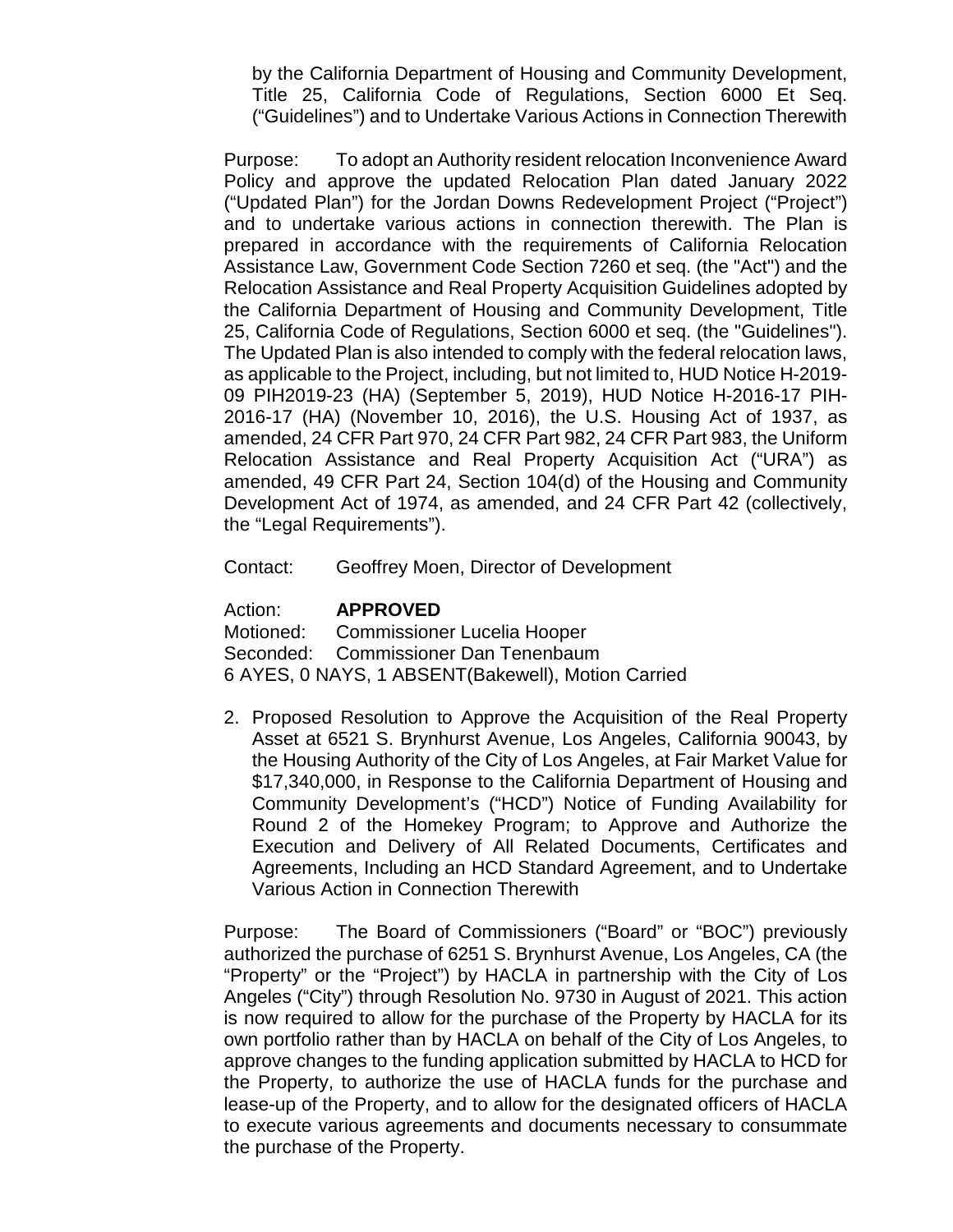by the California Department of Housing and Community Development, Title 25, California Code of Regulations, Section 6000 Et Seq. ("Guidelines") and to Undertake Various Actions in Connection Therewith

Purpose: To adopt an Authority resident relocation Inconvenience Award Policy and approve the updated Relocation Plan dated January 2022 ("Updated Plan") for the Jordan Downs Redevelopment Project ("Project") and to undertake various actions in connection therewith. The Plan is prepared in accordance with the requirements of California Relocation Assistance Law, Government Code Section 7260 et seq. (the "Act") and the Relocation Assistance and Real Property Acquisition Guidelines adopted by the California Department of Housing and Community Development, Title 25, California Code of Regulations, Section 6000 et seq. (the "Guidelines"). The Updated Plan is also intended to comply with the federal relocation laws, as applicable to the Project, including, but not limited to, HUD Notice H-2019-09 PIH2019-23 (HA) (September 5, 2019), HUD Notice H-2016-17 PIH-2016-17 (HA) (November 10, 2016), the U.S. Housing Act of 1937, as amended, 24 CFR Part 970, 24 CFR Part 982, 24 CFR Part 983, the Uniform Relocation Assistance and Real Property Acquisition Act ("URA") as amended, 49 CFR Part 24, Section 104(d) of the Housing and Community Development Act of 1974, as amended, and 24 CFR Part 42 (collectively, the "Legal Requirements").

Contact: Geoffrey Moen, Director of Development

Action: **APPROVED**
Motioned: Commissioner Lucelia Hooper
Seconded: Commissioner Dan Tenenbaum
6 AYES, 0 NAYS, 1 ABSENT(Bakewell), Motion Carried

2. Proposed Resolution to Approve the Acquisition of the Real Property Asset at 6521 S. Brynhurst Avenue, Los Angeles, California 90043, by the Housing Authority of the City of Los Angeles, at Fair Market Value for $17,340,000, in Response to the California Department of Housing and Community Development's ("HCD") Notice of Funding Availability for Round 2 of the Homekey Program; to Approve and Authorize the Execution and Delivery of All Related Documents, Certificates and Agreements, Including an HCD Standard Agreement, and to Undertake Various Action in Connection Therewith

Purpose: The Board of Commissioners ("Board" or "BOC") previously authorized the purchase of 6251 S. Brynhurst Avenue, Los Angeles, CA (the "Property" or the "Project") by HACLA in partnership with the City of Los Angeles ("City") through Resolution No. 9730 in August of 2021. This action is now required to allow for the purchase of the Property by HACLA for its own portfolio rather than by HACLA on behalf of the City of Los Angeles, to approve changes to the funding application submitted by HACLA to HCD for the Property, to authorize the use of HACLA funds for the purchase and lease-up of the Property, and to allow for the designated officers of HACLA to execute various agreements and documents necessary to consummate the purchase of the Property.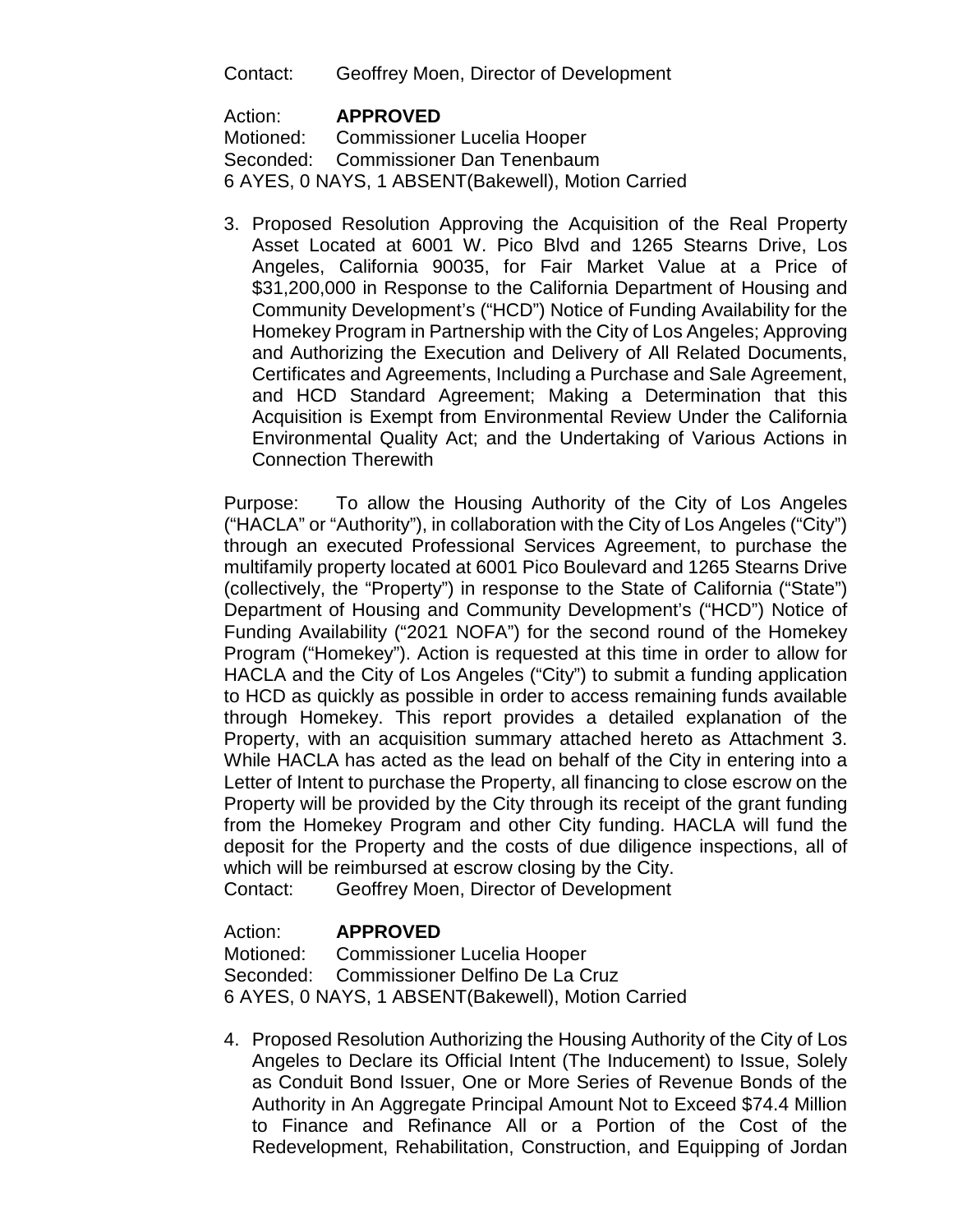Contact: Geoffrey Moen, Director of Development

Action: **APPROVED**
Motioned: Commissioner Lucelia Hooper
Seconded: Commissioner Dan Tenenbaum
6 AYES, 0 NAYS, 1 ABSENT(Bakewell), Motion Carried

3. Proposed Resolution Approving the Acquisition of the Real Property Asset Located at 6001 W. Pico Blvd and 1265 Stearns Drive, Los Angeles, California 90035, for Fair Market Value at a Price of $31,200,000 in Response to the California Department of Housing and Community Development's ("HCD") Notice of Funding Availability for the Homekey Program in Partnership with the City of Los Angeles; Approving and Authorizing the Execution and Delivery of All Related Documents, Certificates and Agreements, Including a Purchase and Sale Agreement, and HCD Standard Agreement; Making a Determination that this Acquisition is Exempt from Environmental Review Under the California Environmental Quality Act; and the Undertaking of Various Actions in Connection Therewith

Purpose: To allow the Housing Authority of the City of Los Angeles ("HACLA" or "Authority"), in collaboration with the City of Los Angeles ("City") through an executed Professional Services Agreement, to purchase the multifamily property located at 6001 Pico Boulevard and 1265 Stearns Drive (collectively, the "Property") in response to the State of California ("State") Department of Housing and Community Development's ("HCD") Notice of Funding Availability ("2021 NOFA") for the second round of the Homekey Program ("Homekey"). Action is requested at this time in order to allow for HACLA and the City of Los Angeles ("City") to submit a funding application to HCD as quickly as possible in order to access remaining funds available through Homekey. This report provides a detailed explanation of the Property, with an acquisition summary attached hereto as Attachment 3. While HACLA has acted as the lead on behalf of the City in entering into a Letter of Intent to purchase the Property, all financing to close escrow on the Property will be provided by the City through its receipt of the grant funding from the Homekey Program and other City funding. HACLA will fund the deposit for the Property and the costs of due diligence inspections, all of which will be reimbursed at escrow closing by the City.
Contact: Geoffrey Moen, Director of Development

Action: **APPROVED**
Motioned: Commissioner Lucelia Hooper
Seconded: Commissioner Delfino De La Cruz
6 AYES, 0 NAYS, 1 ABSENT(Bakewell), Motion Carried

4. Proposed Resolution Authorizing the Housing Authority of the City of Los Angeles to Declare its Official Intent (The Inducement) to Issue, Solely as Conduit Bond Issuer, One or More Series of Revenue Bonds of the Authority in An Aggregate Principal Amount Not to Exceed $74.4 Million to Finance and Refinance All or a Portion of the Cost of the Redevelopment, Rehabilitation, Construction, and Equipping of Jordan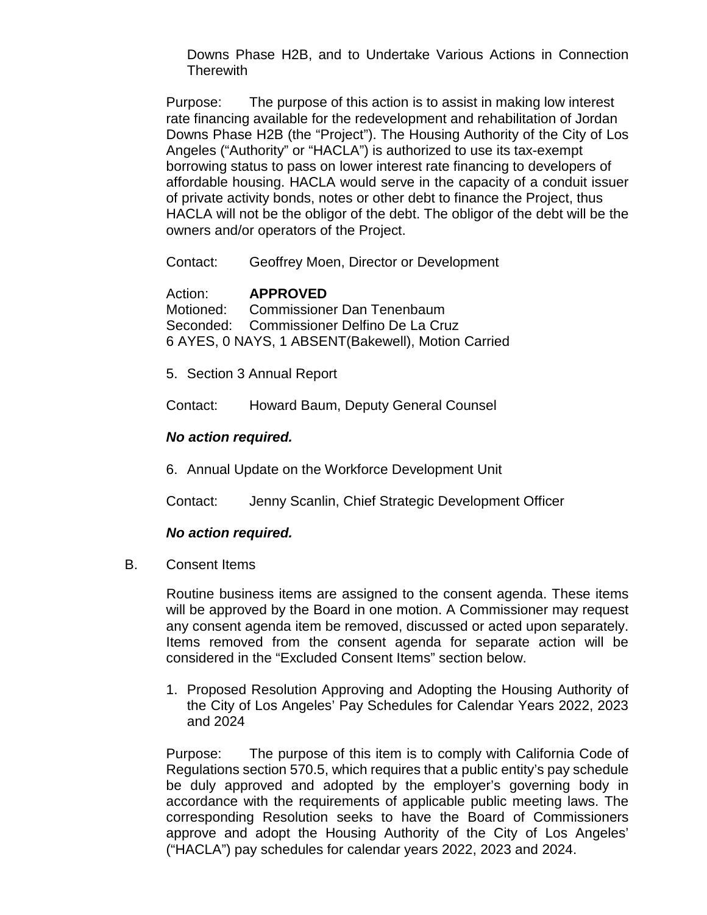Downs Phase H2B, and to Undertake Various Actions in Connection Therewith

Purpose: The purpose of this action is to assist in making low interest rate financing available for the redevelopment and rehabilitation of Jordan Downs Phase H2B (the "Project"). The Housing Authority of the City of Los Angeles ("Authority" or "HACLA") is authorized to use its tax-exempt borrowing status to pass on lower interest rate financing to developers of affordable housing. HACLA would serve in the capacity of a conduit issuer of private activity bonds, notes or other debt to finance the Project, thus HACLA will not be the obligor of the debt. The obligor of the debt will be the owners and/or operators of the Project.

Contact: Geoffrey Moen, Director or Development

Action: **APPROVED**
Motioned: Commissioner Dan Tenenbaum
Seconded: Commissioner Delfino De La Cruz
6 AYES, 0 NAYS, 1 ABSENT(Bakewell), Motion Carried

5. Section 3 Annual Report

Contact: Howard Baum, Deputy General Counsel

***No action required.***

6. Annual Update on the Workforce Development Unit

Contact: Jenny Scanlin, Chief Strategic Development Officer

***No action required.***

B. Consent Items

Routine business items are assigned to the consent agenda. These items will be approved by the Board in one motion. A Commissioner may request any consent agenda item be removed, discussed or acted upon separately. Items removed from the consent agenda for separate action will be considered in the "Excluded Consent Items" section below.

1. Proposed Resolution Approving and Adopting the Housing Authority of the City of Los Angeles' Pay Schedules for Calendar Years 2022, 2023 and 2024

Purpose: The purpose of this item is to comply with California Code of Regulations section 570.5, which requires that a public entity's pay schedule be duly approved and adopted by the employer's governing body in accordance with the requirements of applicable public meeting laws. The corresponding Resolution seeks to have the Board of Commissioners approve and adopt the Housing Authority of the City of Los Angeles' ("HACLA") pay schedules for calendar years 2022, 2023 and 2024.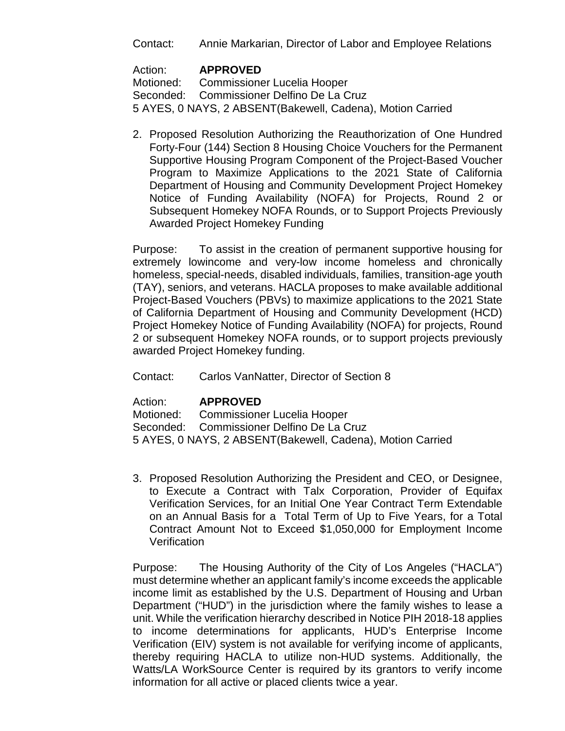Contact: Annie Markarian, Director of Labor and Employee Relations

Action: **APPROVED**
Motioned: Commissioner Lucelia Hooper
Seconded: Commissioner Delfino De La Cruz
5 AYES, 0 NAYS, 2 ABSENT(Bakewell, Cadena), Motion Carried

2. Proposed Resolution Authorizing the Reauthorization of One Hundred Forty-Four (144) Section 8 Housing Choice Vouchers for the Permanent Supportive Housing Program Component of the Project-Based Voucher Program to Maximize Applications to the 2021 State of California Department of Housing and Community Development Project Homekey Notice of Funding Availability (NOFA) for Projects, Round 2 or Subsequent Homekey NOFA Rounds, or to Support Projects Previously Awarded Project Homekey Funding

Purpose: To assist in the creation of permanent supportive housing for extremely lowincome and very-low income homeless and chronically homeless, special-needs, disabled individuals, families, transition-age youth (TAY), seniors, and veterans. HACLA proposes to make available additional Project-Based Vouchers (PBVs) to maximize applications to the 2021 State of California Department of Housing and Community Development (HCD) Project Homekey Notice of Funding Availability (NOFA) for projects, Round 2 or subsequent Homekey NOFA rounds, or to support projects previously awarded Project Homekey funding.

Contact: Carlos VanNatter, Director of Section 8

Action: **APPROVED**
Motioned: Commissioner Lucelia Hooper
Seconded: Commissioner Delfino De La Cruz
5 AYES, 0 NAYS, 2 ABSENT(Bakewell, Cadena), Motion Carried

3. Proposed Resolution Authorizing the President and CEO, or Designee, to Execute a Contract with Talx Corporation, Provider of Equifax Verification Services, for an Initial One Year Contract Term Extendable on an Annual Basis for a Total Term of Up to Five Years, for a Total Contract Amount Not to Exceed $1,050,000 for Employment Income Verification

Purpose: The Housing Authority of the City of Los Angeles ("HACLA") must determine whether an applicant family's income exceeds the applicable income limit as established by the U.S. Department of Housing and Urban Department ("HUD") in the jurisdiction where the family wishes to lease a unit. While the verification hierarchy described in Notice PIH 2018-18 applies to income determinations for applicants, HUD's Enterprise Income Verification (EIV) system is not available for verifying income of applicants, thereby requiring HACLA to utilize non-HUD systems. Additionally, the Watts/LA WorkSource Center is required by its grantors to verify income information for all active or placed clients twice a year.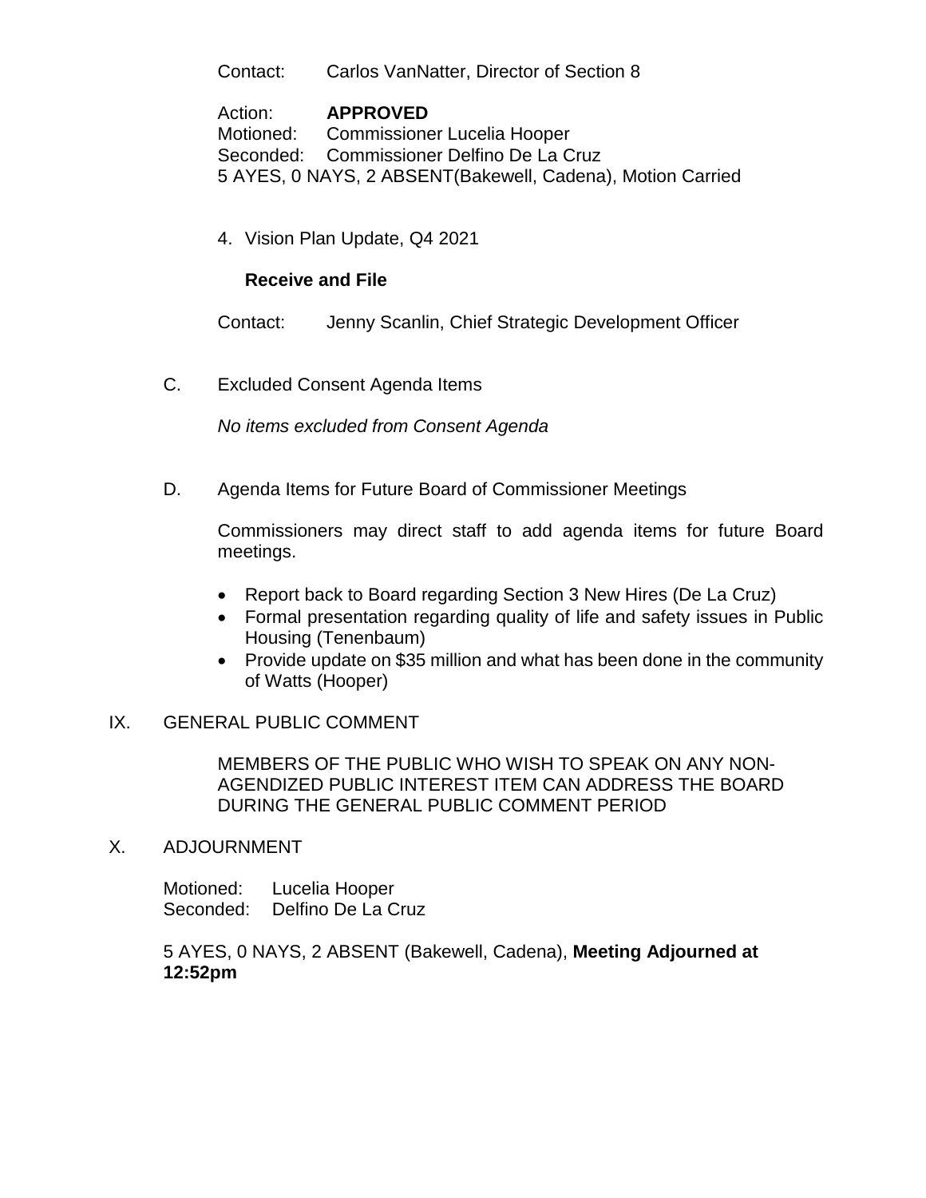Contact: Carlos VanNatter, Director of Section 8

Action: **APPROVED**
Motioned: Commissioner Lucelia Hooper
Seconded: Commissioner Delfino De La Cruz
5 AYES, 0 NAYS, 2 ABSENT(Bakewell, Cadena), Motion Carried

4. Vision Plan Update, Q4 2021

   **Receive and File**

   Contact: Jenny Scanlin, Chief Strategic Development Officer

C. Excluded Consent Agenda Items

   *No items excluded from Consent Agenda*

D. Agenda Items for Future Board of Commissioner Meetings

   Commissioners may direct staff to add agenda items for future Board meetings.

   - Report back to Board regarding Section 3 New Hires (De La Cruz)
   - Formal presentation regarding quality of life and safety issues in Public Housing (Tenenbaum)
   - Provide update on $35 million and what has been done in the community of Watts (Hooper)

## IX. GENERAL PUBLIC COMMENT

MEMBERS OF THE PUBLIC WHO WISH TO SPEAK ON ANY NON-AGENDIZED PUBLIC INTEREST ITEM CAN ADDRESS THE BOARD DURING THE GENERAL PUBLIC COMMENT PERIOD

## X. ADJOURNMENT

Motioned: Lucelia Hooper
Seconded: Delfino De La Cruz

5 AYES, 0 NAYS, 2 ABSENT (Bakewell, Cadena), **Meeting Adjourned at 12:52pm**